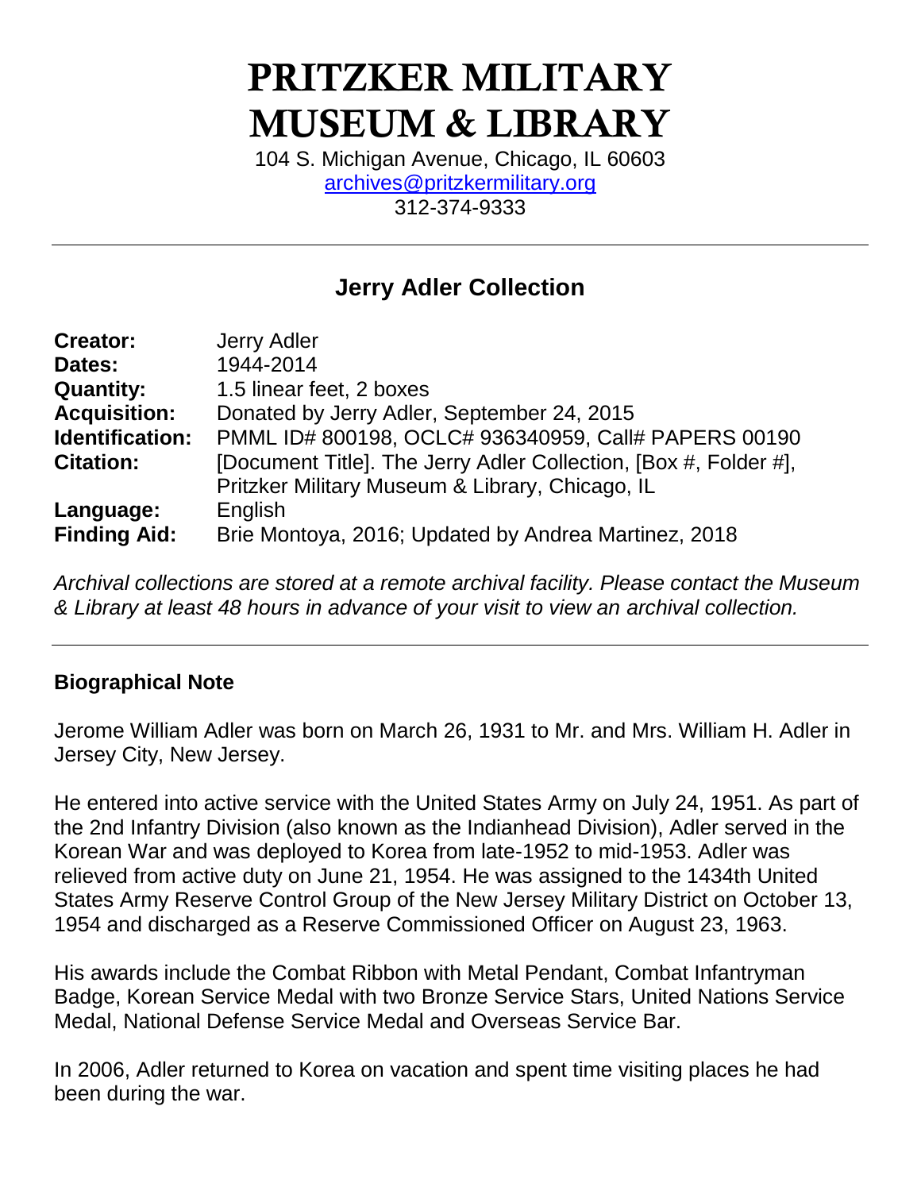# PRITZKER MILITARY MUSEUM & LIBRARY

104 S. Michigan Avenue, Chicago, IL 60603
archives@pritzkermilitary.org
312-374-9333

---

## Jerry Adler Collection

| | |
|---|---|
| **Creator:** | Jerry Adler |
| **Dates:** | 1944-2014 |
| **Quantity:** | 1.5 linear feet, 2 boxes |
| **Acquisition:** | Donated by Jerry Adler, September 24, 2015 |
| **Identification:** | PMML ID# 800198, OCLC# 936340959, Call# PAPERS 00190 |
| **Citation:** | [Document Title]. The Jerry Adler Collection, [Box #, Folder #], Pritzker Military Museum & Library, Chicago, IL |
| **Language:** | English |
| **Finding Aid:** | Brie Montoya, 2016; Updated by Andrea Martinez, 2018 |

*Archival collections are stored at a remote archival facility. Please contact the Museum & Library at least 48 hours in advance of your visit to view an archival collection.*

---

### Biographical Note

Jerome William Adler was born on March 26, 1931 to Mr. and Mrs. William H. Adler in Jersey City, New Jersey.

He entered into active service with the United States Army on July 24, 1951. As part of the 2nd Infantry Division (also known as the Indianhead Division), Adler served in the Korean War and was deployed to Korea from late-1952 to mid-1953. Adler was relieved from active duty on June 21, 1954. He was assigned to the 1434th United States Army Reserve Control Group of the New Jersey Military District on October 13, 1954 and discharged as a Reserve Commissioned Officer on August 23, 1963.

His awards include the Combat Ribbon with Metal Pendant, Combat Infantryman Badge, Korean Service Medal with two Bronze Service Stars, United Nations Service Medal, National Defense Service Medal and Overseas Service Bar.

In 2006, Adler returned to Korea on vacation and spent time visiting places he had been during the war.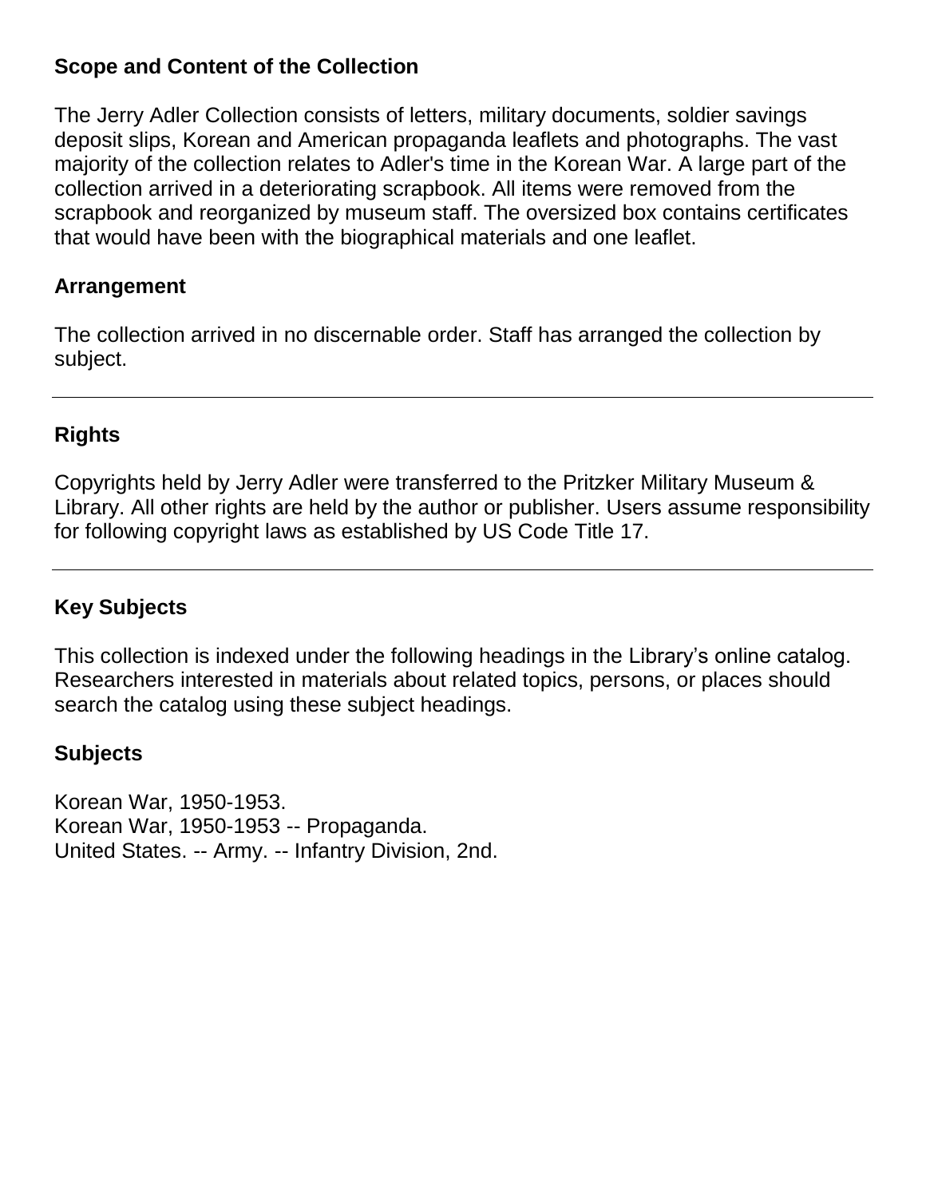## Scope and Content of the Collection

The Jerry Adler Collection consists of letters, military documents, soldier savings deposit slips, Korean and American propaganda leaflets and photographs. The vast majority of the collection relates to Adler's time in the Korean War. A large part of the collection arrived in a deteriorating scrapbook. All items were removed from the scrapbook and reorganized by museum staff. The oversized box contains certificates that would have been with the biographical materials and one leaflet.

## Arrangement

The collection arrived in no discernable order. Staff has arranged the collection by subject.

---

## Rights

Copyrights held by Jerry Adler were transferred to the Pritzker Military Museum & Library. All other rights are held by the author or publisher. Users assume responsibility for following copyright laws as established by US Code Title 17.

---

## Key Subjects

This collection is indexed under the following headings in the Library's online catalog. Researchers interested in materials about related topics, persons, or places should search the catalog using these subject headings.

### Subjects

Korean War, 1950-1953.
Korean War, 1950-1953 -- Propaganda.
United States. -- Army. -- Infantry Division, 2nd.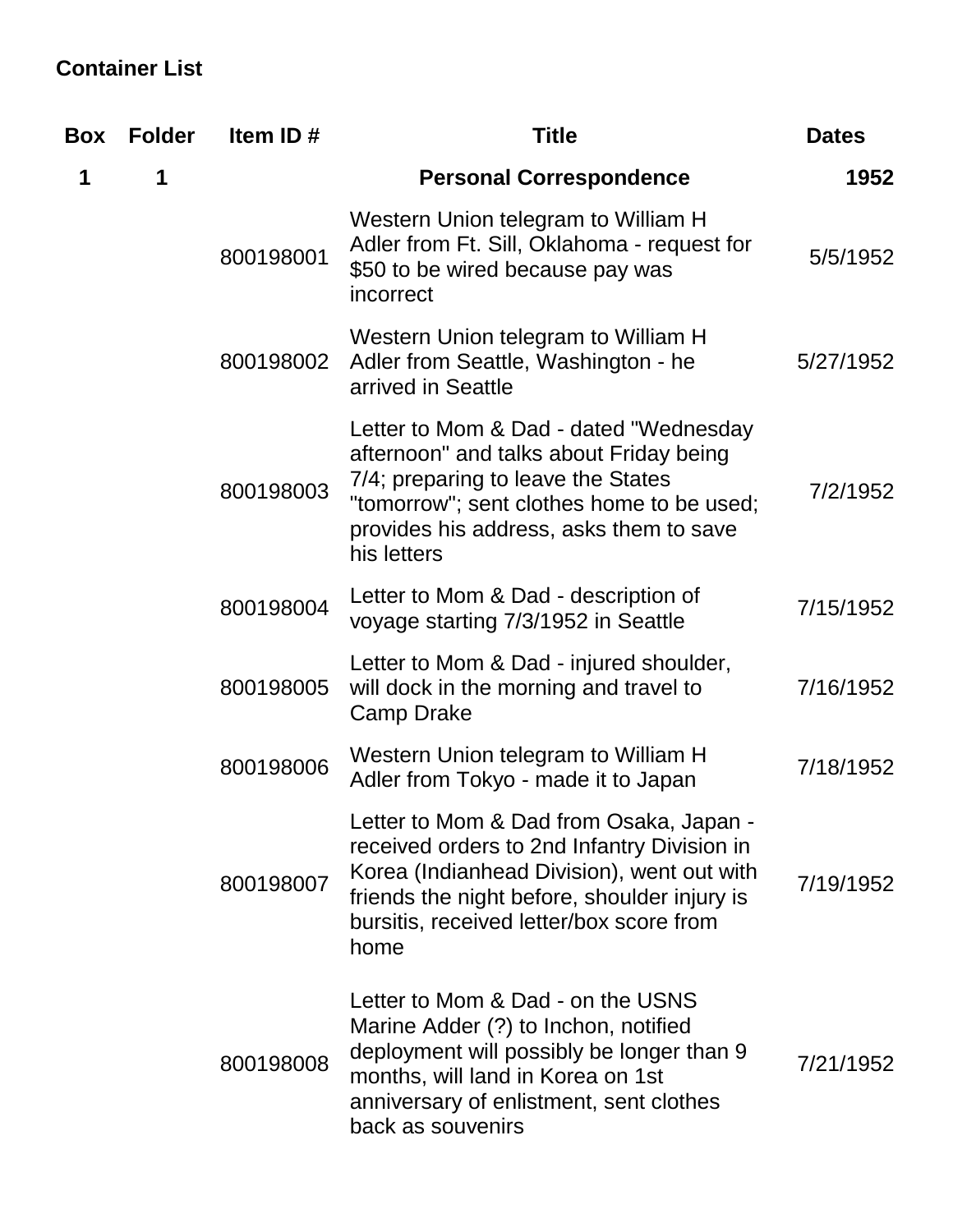**Container List**

| Box | Folder | Item ID # | Title | Dates |
|---|---|---|---|---|
| 1 | 1 | | **Personal Correspondence** | 1952 |
| | | 800198001 | Western Union telegram to William H Adler from Ft. Sill, Oklahoma - request for $50 to be wired because pay was incorrect | 5/5/1952 |
| | | 800198002 | Western Union telegram to William H Adler from Seattle, Washington - he arrived in Seattle | 5/27/1952 |
| | | 800198003 | Letter to Mom & Dad - dated "Wednesday afternoon" and talks about Friday being 7/4; preparing to leave the States "tomorrow"; sent clothes home to be used; provides his address, asks them to save his letters | 7/2/1952 |
| | | 800198004 | Letter to Mom & Dad - description of voyage starting 7/3/1952 in Seattle | 7/15/1952 |
| | | 800198005 | Letter to Mom & Dad - injured shoulder, will dock in the morning and travel to Camp Drake | 7/16/1952 |
| | | 800198006 | Western Union telegram to William H Adler from Tokyo - made it to Japan | 7/18/1952 |
| | | 800198007 | Letter to Mom & Dad from Osaka, Japan - received orders to 2nd Infantry Division in Korea (Indianhead Division), went out with friends the night before, shoulder injury is bursitis, received letter/box score from home | 7/19/1952 |
| | | 800198008 | Letter to Mom & Dad - on the USNS Marine Adder (?) to Inchon, notified deployment will possibly be longer than 9 months, will land in Korea on 1st anniversary of enlistment, sent clothes back as souvenirs | 7/21/1952 |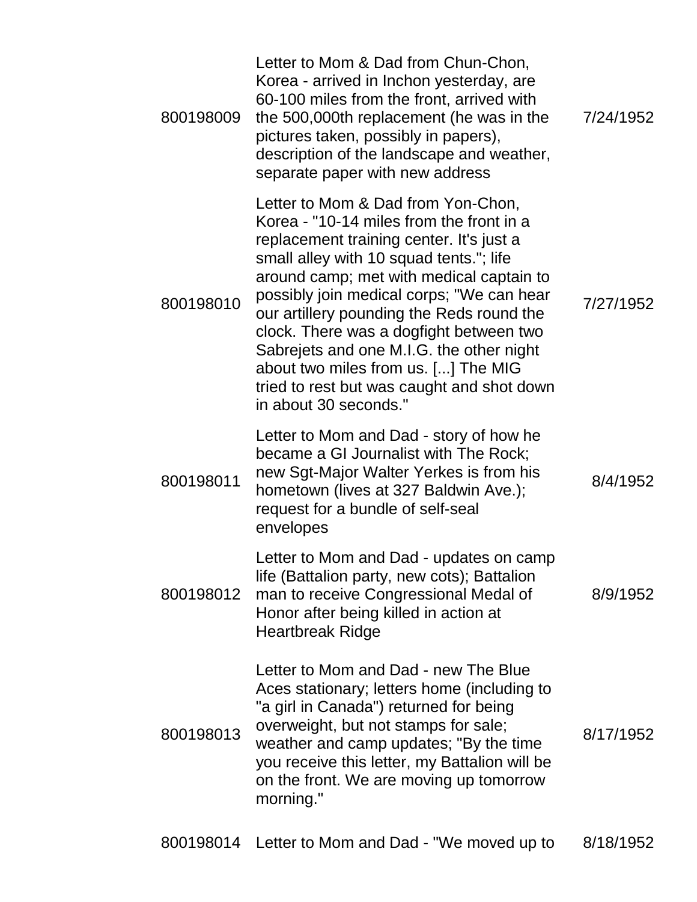| | | |
|---|---|---|
| 800198009 | Letter to Mom & Dad from Chun-Chon, Korea - arrived in Inchon yesterday, are 60-100 miles from the front, arrived with the 500,000th replacement (he was in the pictures taken, possibly in papers), description of the landscape and weather, separate paper with new address | 7/24/1952 |
| 800198010 | Letter to Mom & Dad from Yon-Chon, Korea - "10-14 miles from the front in a replacement training center. It's just a small alley with 10 squad tents."; life around camp; met with medical captain to possibly join medical corps; "We can hear our artillery pounding the Reds round the clock. There was a dogfight between two Sabrejets and one M.I.G. the other night about two miles from us. [...] The MIG tried to rest but was caught and shot down in about 30 seconds." | 7/27/1952 |
| 800198011 | Letter to Mom and Dad - story of how he became a GI Journalist with The Rock; new Sgt-Major Walter Yerkes is from his hometown (lives at 327 Baldwin Ave.); request for a bundle of self-seal envelopes | 8/4/1952 |
| 800198012 | Letter to Mom and Dad - updates on camp life (Battalion party, new cots); Battalion man to receive Congressional Medal of Honor after being killed in action at Heartbreak Ridge | 8/9/1952 |
| 800198013 | Letter to Mom and Dad - new The Blue Aces stationary; letters home (including to "a girl in Canada") returned for being overweight, but not stamps for sale; weather and camp updates; "By the time you receive this letter, my Battalion will be on the front. We are moving up tomorrow morning." | 8/17/1952 |
| 800198014 | Letter to Mom and Dad - "We moved up to | 8/18/1952 |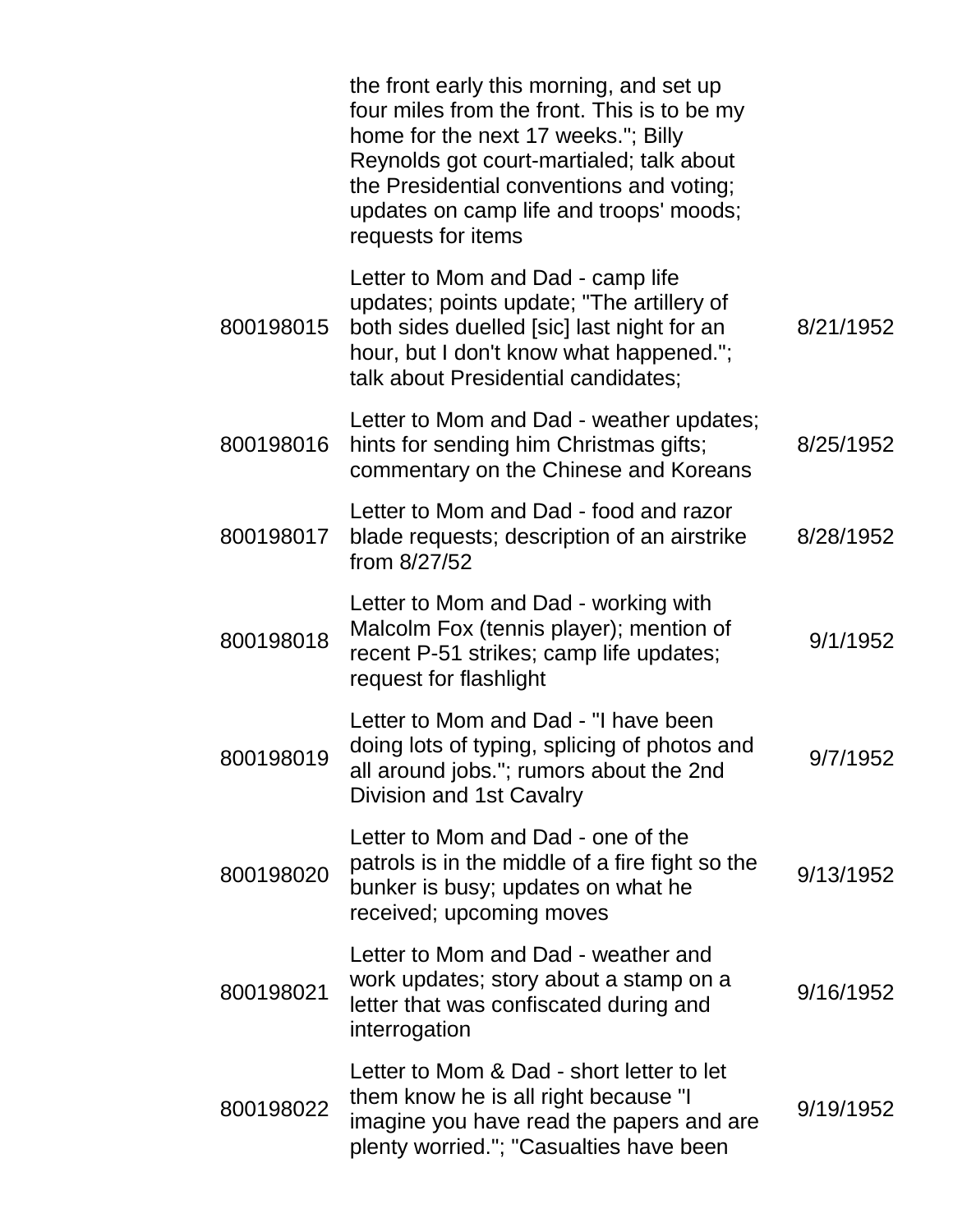|  |  |  |
|---|---|---|
|  | the front early this morning, and set up four miles from the front. This is to be my home for the next 17 weeks."; Billy Reynolds got court-martialed; talk about the Presidential conventions and voting; updates on camp life and troops' moods; requests for items |  |
| 800198015 | Letter to Mom and Dad - camp life updates; points update; "The artillery of both sides duelled [sic] last night for an hour, but I don't know what happened."; talk about Presidential candidates; | 8/21/1952 |
| 800198016 | Letter to Mom and Dad - weather updates; hints for sending him Christmas gifts; commentary on the Chinese and Koreans | 8/25/1952 |
| 800198017 | Letter to Mom and Dad - food and razor blade requests; description of an airstrike from 8/27/52 | 8/28/1952 |
| 800198018 | Letter to Mom and Dad - working with Malcolm Fox (tennis player); mention of recent P-51 strikes; camp life updates; request for flashlight | 9/1/1952 |
| 800198019 | Letter to Mom and Dad - "I have been doing lots of typing, splicing of photos and all around jobs."; rumors about the 2nd Division and 1st Cavalry | 9/7/1952 |
| 800198020 | Letter to Mom and Dad - one of the patrols is in the middle of a fire fight so the bunker is busy; updates on what he received; upcoming moves | 9/13/1952 |
| 800198021 | Letter to Mom and Dad - weather and work updates; story about a stamp on a letter that was confiscated during and interrogation | 9/16/1952 |
| 800198022 | Letter to Mom & Dad - short letter to let them know he is all right because "I imagine you have read the papers and are plenty worried."; "Casualties have been | 9/19/1952 |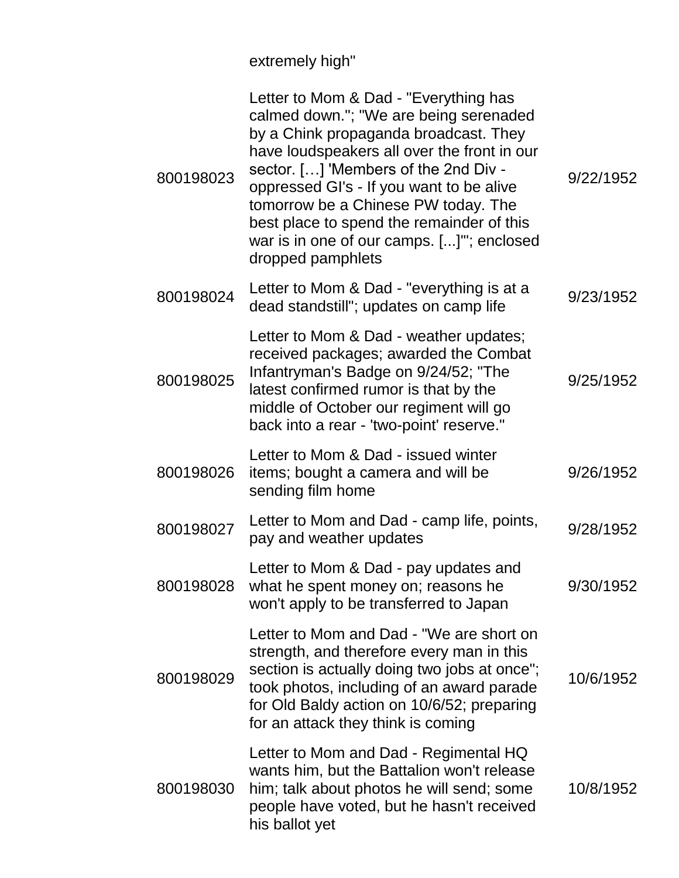| | | |
|---|---|---|
| | extremely high" | |
| 800198023 | Letter to Mom & Dad - "Everything has calmed down."; "We are being serenaded by a Chink propaganda broadcast. They have loudspeakers all over the front in our sector. […] 'Members of the 2nd Div - oppressed GI's - If you want to be alive tomorrow be a Chinese PW today. The best place to spend the remainder of this war is in one of our camps. [...]'"; enclosed dropped pamphlets | 9/22/1952 |
| 800198024 | Letter to Mom & Dad - "everything is at a dead standstill"; updates on camp life | 9/23/1952 |
| 800198025 | Letter to Mom & Dad - weather updates; received packages; awarded the Combat Infantryman's Badge on 9/24/52; "The latest confirmed rumor is that by the middle of October our regiment will go back into a rear - 'two-point' reserve." | 9/25/1952 |
| 800198026 | Letter to Mom & Dad - issued winter items; bought a camera and will be sending film home | 9/26/1952 |
| 800198027 | Letter to Mom and Dad - camp life, points, pay and weather updates | 9/28/1952 |
| 800198028 | Letter to Mom & Dad - pay updates and what he spent money on; reasons he won't apply to be transferred to Japan | 9/30/1952 |
| 800198029 | Letter to Mom and Dad - "We are short on strength, and therefore every man in this section is actually doing two jobs at once"; took photos, including of an award parade for Old Baldy action on 10/6/52; preparing for an attack they think is coming | 10/6/1952 |
| 800198030 | Letter to Mom and Dad - Regimental HQ wants him, but the Battalion won't release him; talk about photos he will send; some people have voted, but he hasn't received his ballot yet | 10/8/1952 |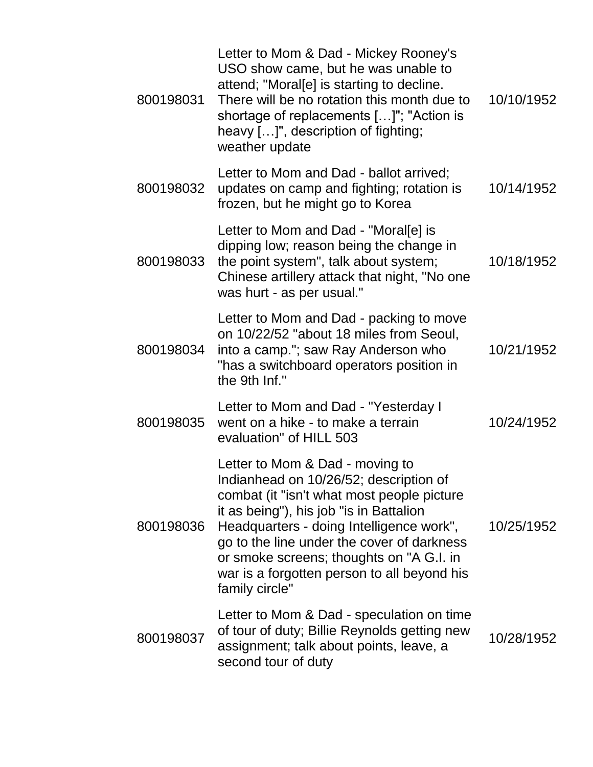| | | |
|---|---|---|
| 800198031 | Letter to Mom & Dad - Mickey Rooney's USO show came, but he was unable to attend; "Moral[e] is starting to decline. There will be no rotation this month due to shortage of replacements […]"; "Action is heavy […]", description of fighting; weather update | 10/10/1952 |
| 800198032 | Letter to Mom and Dad - ballot arrived; updates on camp and fighting; rotation is frozen, but he might go to Korea | 10/14/1952 |
| 800198033 | Letter to Mom and Dad - "Moral[e] is dipping low; reason being the change in the point system", talk about system; Chinese artillery attack that night, "No one was hurt - as per usual." | 10/18/1952 |
| 800198034 | Letter to Mom and Dad - packing to move on 10/22/52 "about 18 miles from Seoul, into a camp."; saw Ray Anderson who "has a switchboard operators position in the 9th Inf." | 10/21/1952 |
| 800198035 | Letter to Mom and Dad - "Yesterday I went on a hike - to make a terrain evaluation" of HILL 503 | 10/24/1952 |
| 800198036 | Letter to Mom & Dad - moving to Indianhead on 10/26/52; description of combat (it "isn't what most people picture it as being"), his job "is in Battalion Headquarters - doing Intelligence work", go to the line under the cover of darkness or smoke screens; thoughts on "A G.I. in war is a forgotten person to all beyond his family circle" | 10/25/1952 |
| 800198037 | Letter to Mom & Dad - speculation on time of tour of duty; Billie Reynolds getting new assignment; talk about points, leave, a second tour of duty | 10/28/1952 |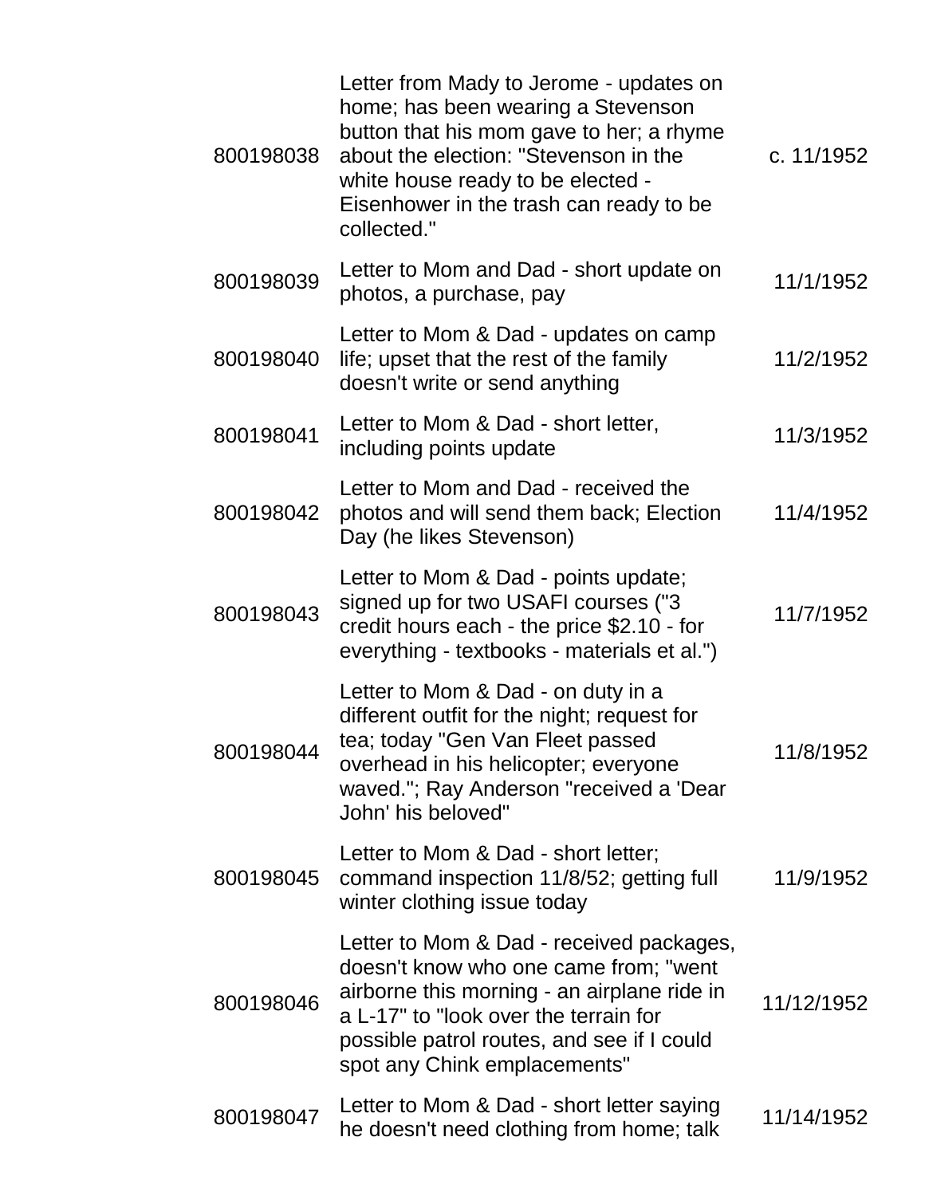| | | |
|---|---|---|
| 800198038 | Letter from Mady to Jerome - updates on home; has been wearing a Stevenson button that his mom gave to her; a rhyme about the election: "Stevenson in the white house ready to be elected - Eisenhower in the trash can ready to be collected." | c. 11/1952 |
| 800198039 | Letter to Mom and Dad - short update on photos, a purchase, pay | 11/1/1952 |
| 800198040 | Letter to Mom & Dad - updates on camp life; upset that the rest of the family doesn't write or send anything | 11/2/1952 |
| 800198041 | Letter to Mom & Dad - short letter, including points update | 11/3/1952 |
| 800198042 | Letter to Mom and Dad - received the photos and will send them back; Election Day (he likes Stevenson) | 11/4/1952 |
| 800198043 | Letter to Mom & Dad - points update; signed up for two USAFI courses ("3 credit hours each - the price $2.10 - for everything - textbooks - materials et al.") | 11/7/1952 |
| 800198044 | Letter to Mom & Dad - on duty in a different outfit for the night; request for tea; today "Gen Van Fleet passed overhead in his helicopter; everyone waved."; Ray Anderson "received a 'Dear John' his beloved" | 11/8/1952 |
| 800198045 | Letter to Mom & Dad - short letter; command inspection 11/8/52; getting full winter clothing issue today | 11/9/1952 |
| 800198046 | Letter to Mom & Dad - received packages, doesn't know who one came from; "went airborne this morning - an airplane ride in a L-17" to "look over the terrain for possible patrol routes, and see if I could spot any Chink emplacements" | 11/12/1952 |
| 800198047 | Letter to Mom & Dad - short letter saying he doesn't need clothing from home; talk | 11/14/1952 |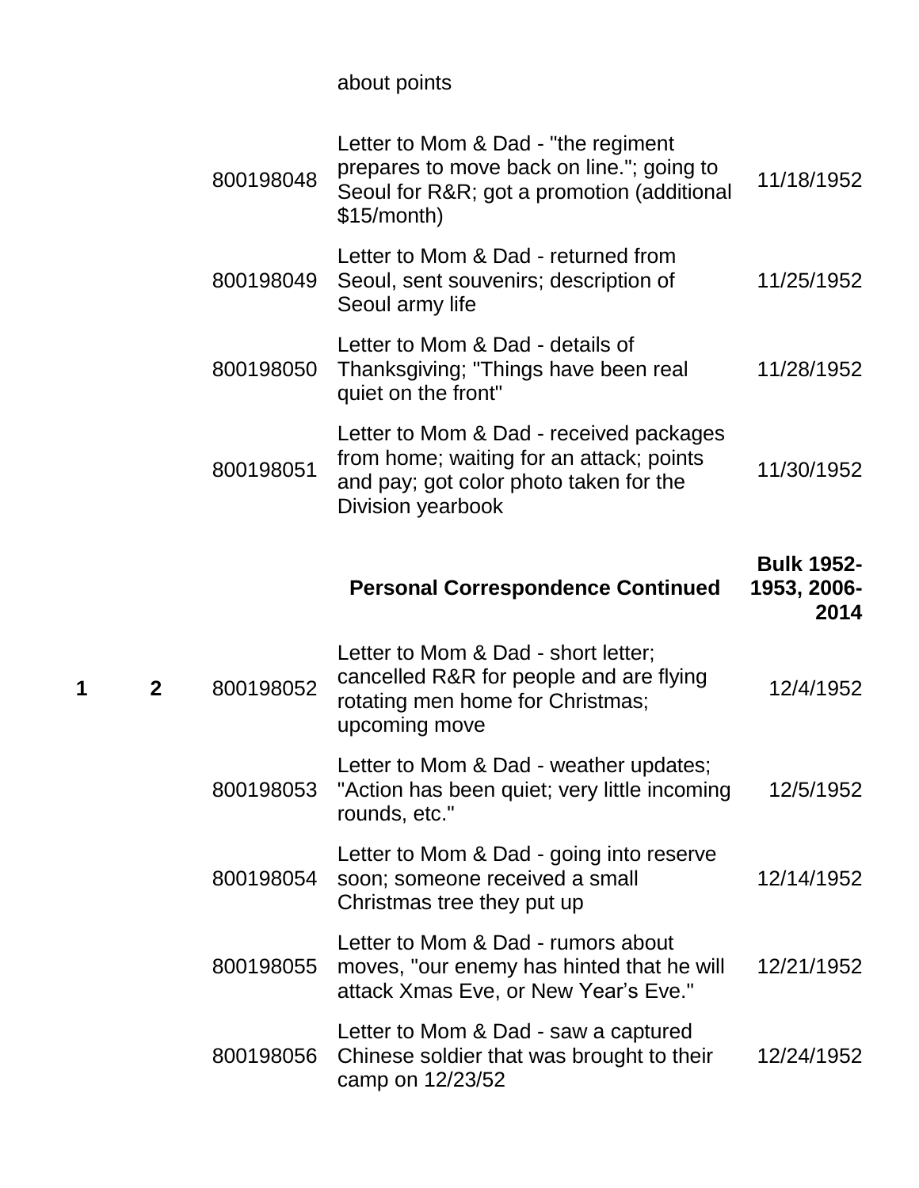| | | | about points | |
|---|---|---|---|---|
| | | 800198048 | Letter to Mom & Dad - "the regiment prepares to move back on line."; going to Seoul for R&R; got a promotion (additional $15/month) | 11/18/1952 |
| | | 800198049 | Letter to Mom & Dad - returned from Seoul, sent souvenirs; description of Seoul army life | 11/25/1952 |
| | | 800198050 | Letter to Mom & Dad - details of Thanksgiving; "Things have been real quiet on the front" | 11/28/1952 |
| | | 800198051 | Letter to Mom & Dad - received packages from home; waiting for an attack; points and pay; got color photo taken for the Division yearbook | 11/30/1952 |
| | | | **Personal Correspondence Continued** | **Bulk 1952-1953, 2006-2014** |
| **1** | **2** | 800198052 | Letter to Mom & Dad - short letter; cancelled R&R for people and are flying rotating men home for Christmas; upcoming move | 12/4/1952 |
| | | 800198053 | Letter to Mom & Dad - weather updates; "Action has been quiet; very little incoming rounds, etc." | 12/5/1952 |
| | | 800198054 | Letter to Mom & Dad - going into reserve soon; someone received a small Christmas tree they put up | 12/14/1952 |
| | | 800198055 | Letter to Mom & Dad - rumors about moves, "our enemy has hinted that he will attack Xmas Eve, or New Year's Eve." | 12/21/1952 |
| | | 800198056 | Letter to Mom & Dad - saw a captured Chinese soldier that was brought to their camp on 12/23/52 | 12/24/1952 |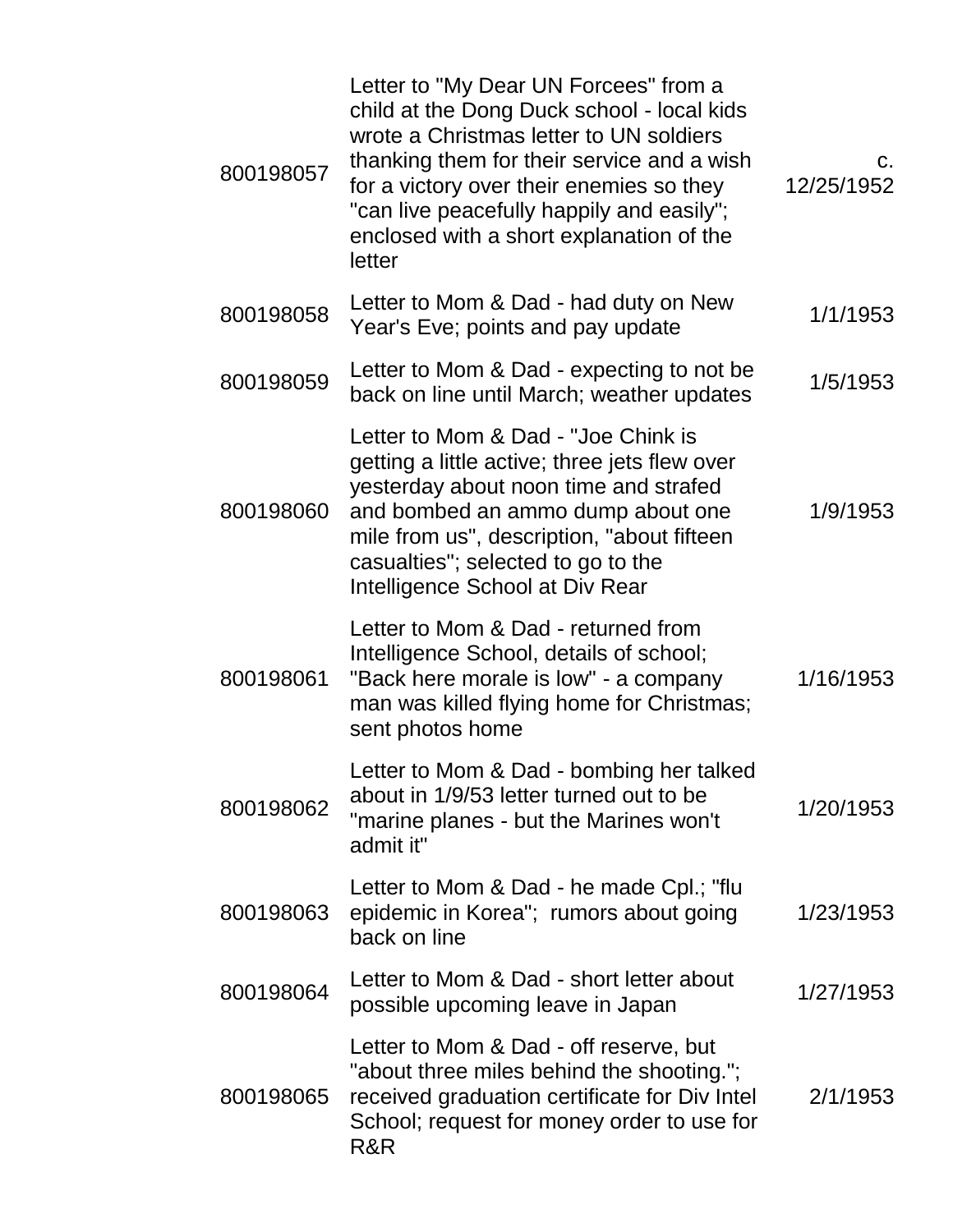| | | |
|---|---|---|
| 800198057 | Letter to "My Dear UN Forcees" from a child at the Dong Duck school - local kids wrote a Christmas letter to UN soldiers thanking them for their service and a wish for a victory over their enemies so they "can live peacefully happily and easily"; enclosed with a short explanation of the letter | c. 12/25/1952 |
| 800198058 | Letter to Mom & Dad - had duty on New Year's Eve; points and pay update | 1/1/1953 |
| 800198059 | Letter to Mom & Dad - expecting to not be back on line until March; weather updates | 1/5/1953 |
| 800198060 | Letter to Mom & Dad - "Joe Chink is getting a little active; three jets flew over yesterday about noon time and strafed and bombed an ammo dump about one mile from us", description, "about fifteen casualties"; selected to go to the Intelligence School at Div Rear | 1/9/1953 |
| 800198061 | Letter to Mom & Dad - returned from Intelligence School, details of school; "Back here morale is low" - a company man was killed flying home for Christmas; sent photos home | 1/16/1953 |
| 800198062 | Letter to Mom & Dad - bombing her talked about in 1/9/53 letter turned out to be "marine planes - but the Marines won't admit it" | 1/20/1953 |
| 800198063 | Letter to Mom & Dad - he made Cpl.; "flu epidemic in Korea"; rumors about going back on line | 1/23/1953 |
| 800198064 | Letter to Mom & Dad - short letter about possible upcoming leave in Japan | 1/27/1953 |
| 800198065 | Letter to Mom & Dad - off reserve, but "about three miles behind the shooting."; received graduation certificate for Div Intel School; request for money order to use for R&R | 2/1/1953 |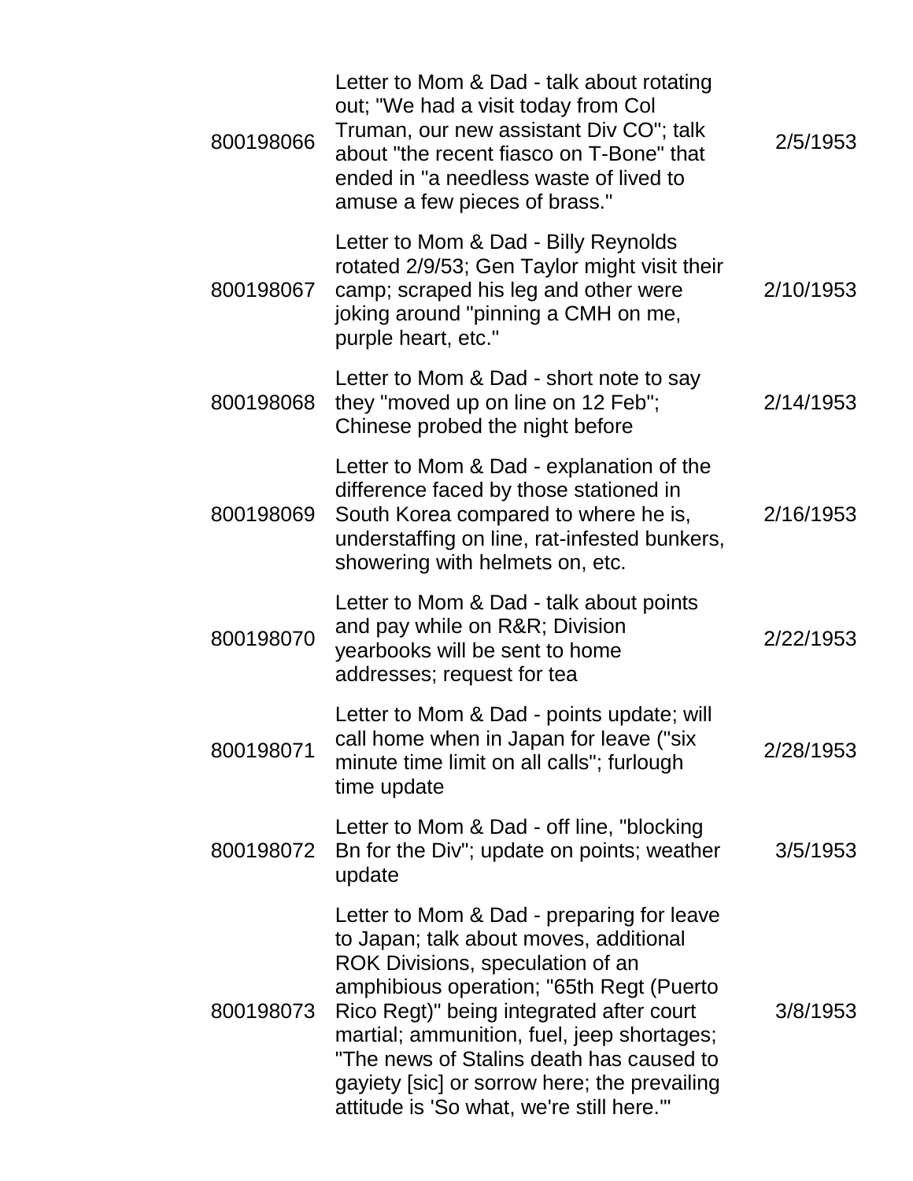| | | |
|---|---|---|
| 800198066 | Letter to Mom & Dad - talk about rotating out; "We had a visit today from Col Truman, our new assistant Div CO"; talk about "the recent fiasco on T-Bone" that ended in "a needless waste of lived to amuse a few pieces of brass." | 2/5/1953 |
| 800198067 | Letter to Mom & Dad - Billy Reynolds rotated 2/9/53; Gen Taylor might visit their camp; scraped his leg and other were joking around "pinning a CMH on me, purple heart, etc." | 2/10/1953 |
| 800198068 | Letter to Mom & Dad - short note to say they "moved up on line on 12 Feb"; Chinese probed the night before | 2/14/1953 |
| 800198069 | Letter to Mom & Dad - explanation of the difference faced by those stationed in South Korea compared to where he is, understaffing on line, rat-infested bunkers, showering with helmets on, etc. | 2/16/1953 |
| 800198070 | Letter to Mom & Dad - talk about points and pay while on R&R; Division yearbooks will be sent to home addresses; request for tea | 2/22/1953 |
| 800198071 | Letter to Mom & Dad - points update; will call home when in Japan for leave ("six minute time limit on all calls"; furlough time update | 2/28/1953 |
| 800198072 | Letter to Mom & Dad - off line, "blocking Bn for the Div"; update on points; weather update | 3/5/1953 |
| 800198073 | Letter to Mom & Dad - preparing for leave to Japan; talk about moves, additional ROK Divisions, speculation of an amphibious operation; "65th Regt (Puerto Rico Regt)" being integrated after court martial; ammunition, fuel, jeep shortages; "The news of Stalins death has caused to gayiety [sic] or sorrow here; the prevailing attitude is 'So what, we're still here.'" | 3/8/1953 |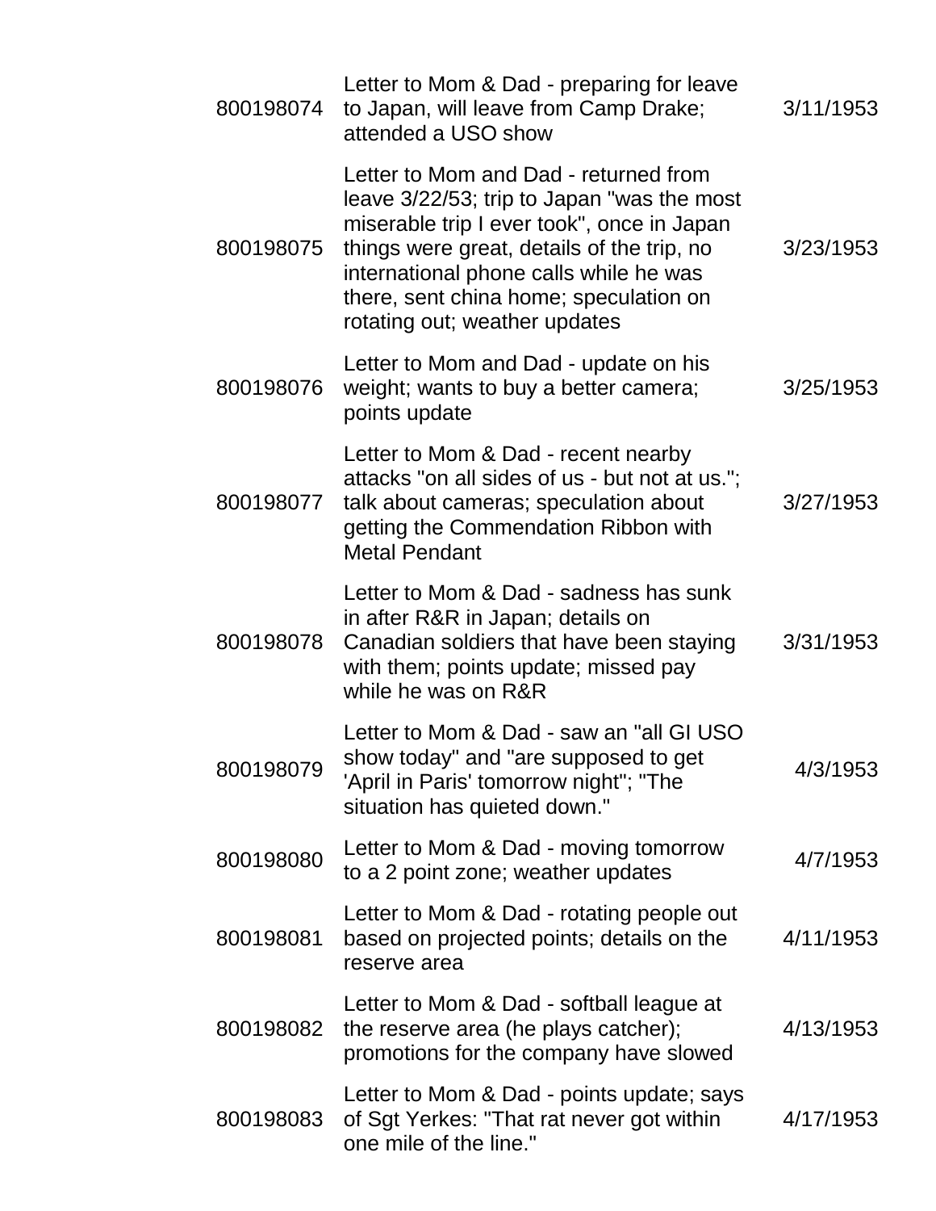| | | |
|---|---|---|
| 800198074 | Letter to Mom & Dad - preparing for leave to Japan, will leave from Camp Drake; attended a USO show | 3/11/1953 |
| 800198075 | Letter to Mom and Dad - returned from leave 3/22/53; trip to Japan "was the most miserable trip I ever took", once in Japan things were great, details of the trip, no international phone calls while he was there, sent china home; speculation on rotating out; weather updates | 3/23/1953 |
| 800198076 | Letter to Mom and Dad - update on his weight; wants to buy a better camera; points update | 3/25/1953 |
| 800198077 | Letter to Mom & Dad - recent nearby attacks "on all sides of us - but not at us."; talk about cameras; speculation about getting the Commendation Ribbon with Metal Pendant | 3/27/1953 |
| 800198078 | Letter to Mom & Dad - sadness has sunk in after R&R in Japan; details on Canadian soldiers that have been staying with them; points update; missed pay while he was on R&R | 3/31/1953 |
| 800198079 | Letter to Mom & Dad - saw an "all GI USO show today" and "are supposed to get 'April in Paris' tomorrow night"; "The situation has quieted down." | 4/3/1953 |
| 800198080 | Letter to Mom & Dad - moving tomorrow to a 2 point zone; weather updates | 4/7/1953 |
| 800198081 | Letter to Mom & Dad - rotating people out based on projected points; details on the reserve area | 4/11/1953 |
| 800198082 | Letter to Mom & Dad - softball league at the reserve area (he plays catcher); promotions for the company have slowed | 4/13/1953 |
| 800198083 | Letter to Mom & Dad - points update; says of Sgt Yerkes: "That rat never got within one mile of the line." | 4/17/1953 |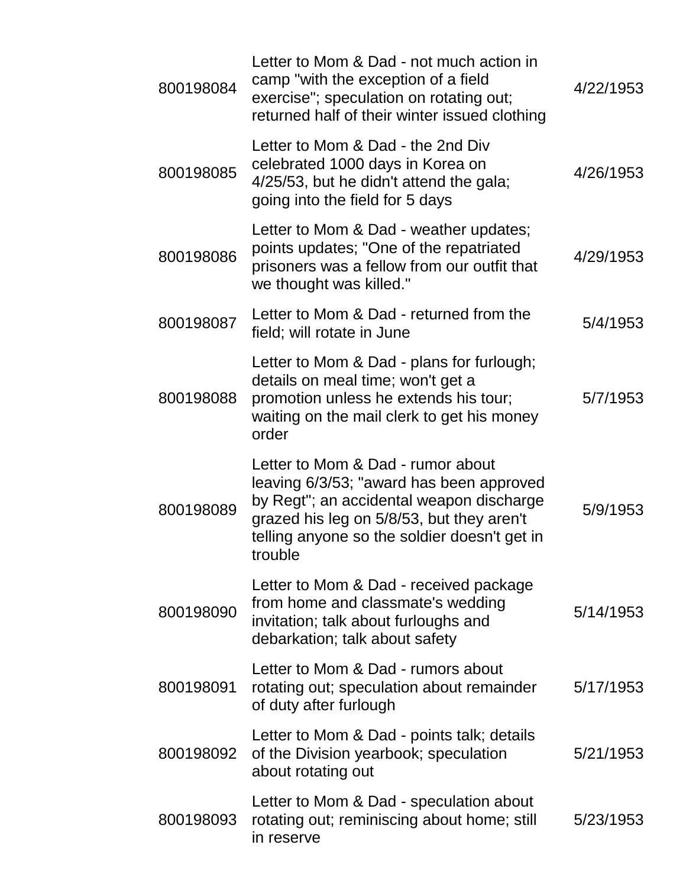| | | |
|---|---|---|
| 800198084 | Letter to Mom & Dad - not much action in camp "with the exception of a field exercise"; speculation on rotating out; returned half of their winter issued clothing | 4/22/1953 |
| 800198085 | Letter to Mom & Dad - the 2nd Div celebrated 1000 days in Korea on 4/25/53, but he didn't attend the gala; going into the field for 5 days | 4/26/1953 |
| 800198086 | Letter to Mom & Dad - weather updates; points updates; "One of the repatriated prisoners was a fellow from our outfit that we thought was killed." | 4/29/1953 |
| 800198087 | Letter to Mom & Dad - returned from the field; will rotate in June | 5/4/1953 |
| 800198088 | Letter to Mom & Dad - plans for furlough; details on meal time; won't get a promotion unless he extends his tour; waiting on the mail clerk to get his money order | 5/7/1953 |
| 800198089 | Letter to Mom & Dad - rumor about leaving 6/3/53; "award has been approved by Regt"; an accidental weapon discharge grazed his leg on 5/8/53, but they aren't telling anyone so the soldier doesn't get in trouble | 5/9/1953 |
| 800198090 | Letter to Mom & Dad - received package from home and classmate's wedding invitation; talk about furloughs and debarkation; talk about safety | 5/14/1953 |
| 800198091 | Letter to Mom & Dad - rumors about rotating out; speculation about remainder of duty after furlough | 5/17/1953 |
| 800198092 | Letter to Mom & Dad - points talk; details of the Division yearbook; speculation about rotating out | 5/21/1953 |
| 800198093 | Letter to Mom & Dad - speculation about rotating out; reminiscing about home; still in reserve | 5/23/1953 |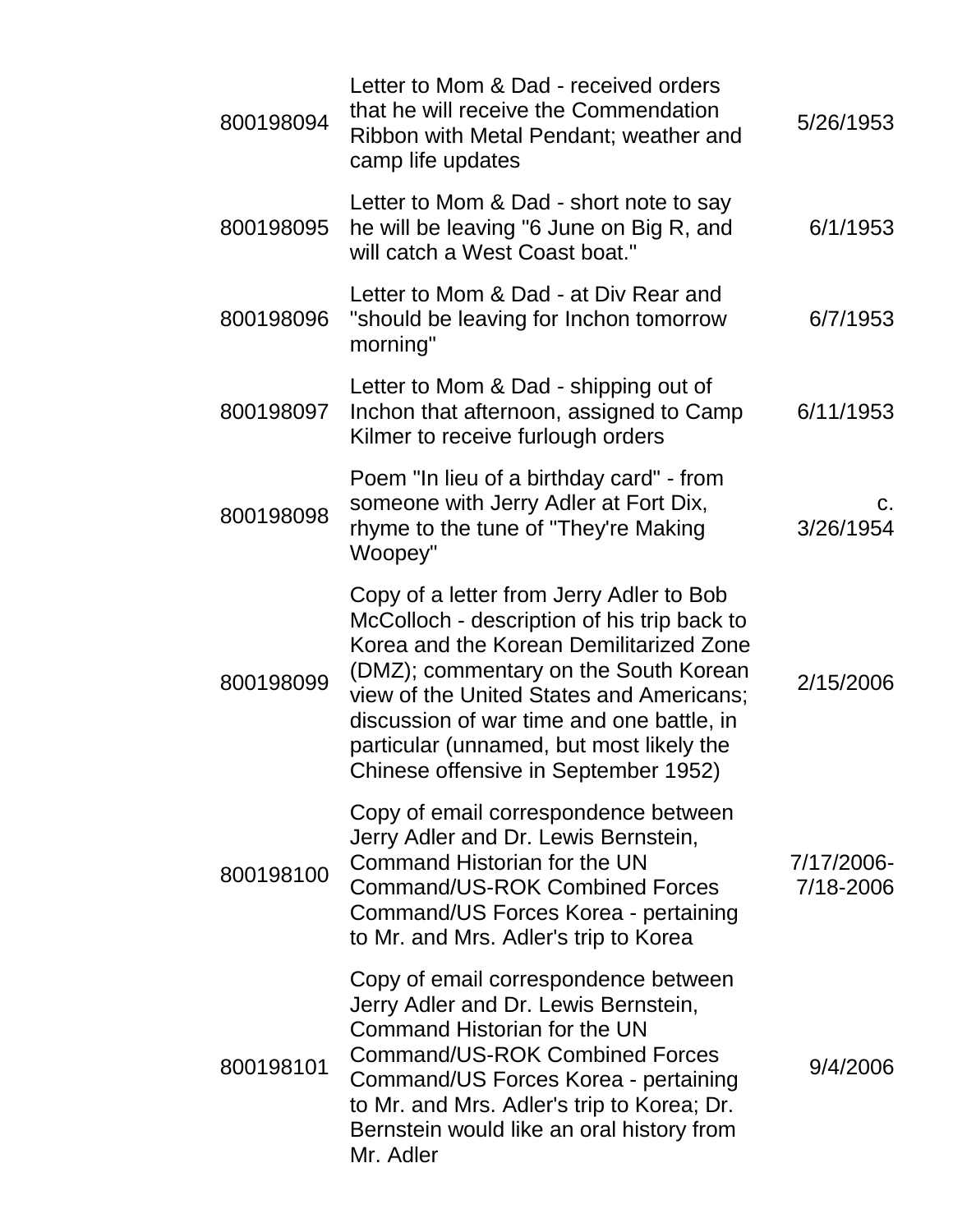| | | |
|---|---|---|
| 800198094 | Letter to Mom & Dad - received orders that he will receive the Commendation Ribbon with Metal Pendant; weather and camp life updates | 5/26/1953 |
| 800198095 | Letter to Mom & Dad - short note to say he will be leaving "6 June on Big R, and will catch a West Coast boat." | 6/1/1953 |
| 800198096 | Letter to Mom & Dad - at Div Rear and "should be leaving for Inchon tomorrow morning" | 6/7/1953 |
| 800198097 | Letter to Mom & Dad - shipping out of Inchon that afternoon, assigned to Camp Kilmer to receive furlough orders | 6/11/1953 |
| 800198098 | Poem "In lieu of a birthday card" - from someone with Jerry Adler at Fort Dix, rhyme to the tune of "They're Making Woopey" | c. 3/26/1954 |
| 800198099 | Copy of a letter from Jerry Adler to Bob McColloch - description of his trip back to Korea and the Korean Demilitarized Zone (DMZ); commentary on the South Korean view of the United States and Americans; discussion of war time and one battle, in particular (unnamed, but most likely the Chinese offensive in September 1952) | 2/15/2006 |
| 800198100 | Copy of email correspondence between Jerry Adler and Dr. Lewis Bernstein, Command Historian for the UN Command/US-ROK Combined Forces Command/US Forces Korea - pertaining to Mr. and Mrs. Adler's trip to Korea | 7/17/2006-7/18-2006 |
| 800198101 | Copy of email correspondence between Jerry Adler and Dr. Lewis Bernstein, Command Historian for the UN Command/US-ROK Combined Forces Command/US Forces Korea - pertaining to Mr. and Mrs. Adler's trip to Korea; Dr. Bernstein would like an oral history from Mr. Adler | 9/4/2006 |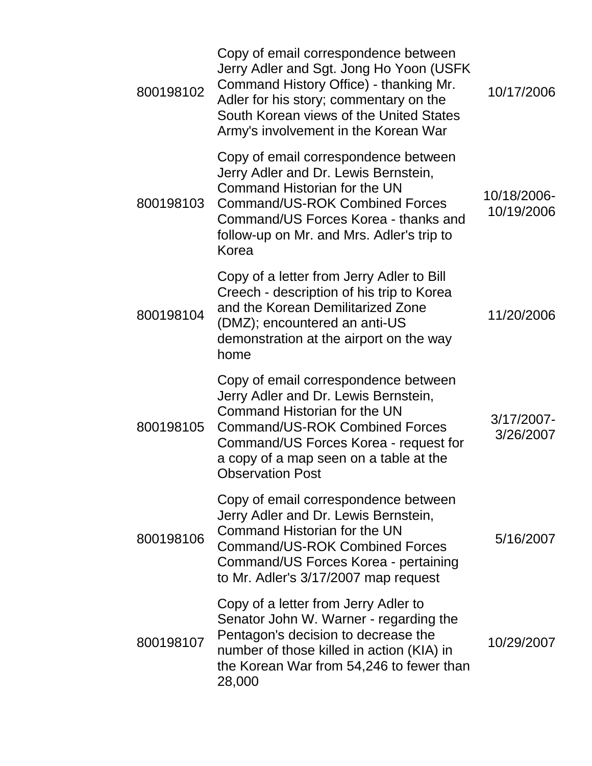| | | |
|---|---|---|
| 800198102 | Copy of email correspondence between Jerry Adler and Sgt. Jong Ho Yoon (USFK Command History Office) - thanking Mr. Adler for his story; commentary on the South Korean views of the United States Army's involvement in the Korean War | 10/17/2006 |
| 800198103 | Copy of email correspondence between Jerry Adler and Dr. Lewis Bernstein, Command Historian for the UN Command/US-ROK Combined Forces Command/US Forces Korea - thanks and follow-up on Mr. and Mrs. Adler's trip to Korea | 10/18/2006-10/19/2006 |
| 800198104 | Copy of a letter from Jerry Adler to Bill Creech - description of his trip to Korea and the Korean Demilitarized Zone (DMZ); encountered an anti-US demonstration at the airport on the way home | 11/20/2006 |
| 800198105 | Copy of email correspondence between Jerry Adler and Dr. Lewis Bernstein, Command Historian for the UN Command/US-ROK Combined Forces Command/US Forces Korea - request for a copy of a map seen on a table at the Observation Post | 3/17/2007-3/26/2007 |
| 800198106 | Copy of email correspondence between Jerry Adler and Dr. Lewis Bernstein, Command Historian for the UN Command/US-ROK Combined Forces Command/US Forces Korea - pertaining to Mr. Adler's 3/17/2007 map request | 5/16/2007 |
| 800198107 | Copy of a letter from Jerry Adler to Senator John W. Warner - regarding the Pentagon's decision to decrease the number of those killed in action (KIA) in the Korean War from 54,246 to fewer than 28,000 | 10/29/2007 |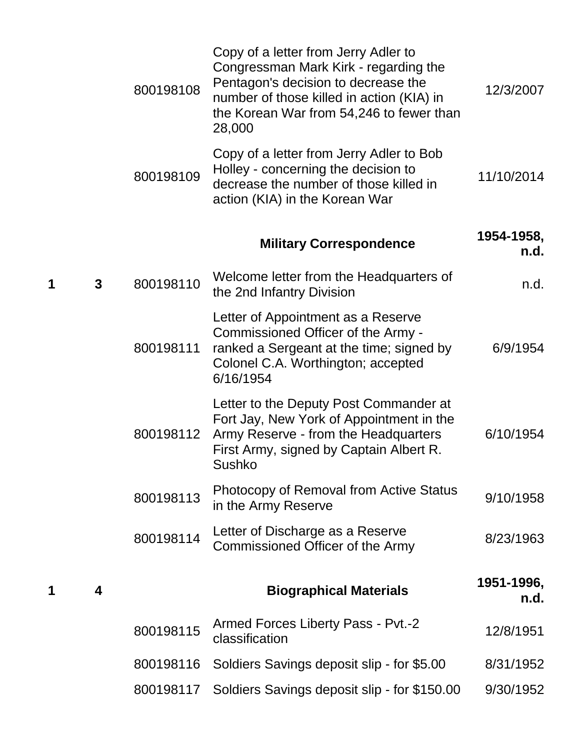| Box | Folder | ID | Description | Date |
|---|---|---|---|---|
| | | 800198108 | Copy of a letter from Jerry Adler to Congressman Mark Kirk - regarding the Pentagon's decision to decrease the number of those killed in action (KIA) in the Korean War from 54,246 to fewer than 28,000 | 12/3/2007 |
| | | 800198109 | Copy of a letter from Jerry Adler to Bob Holley - concerning the decision to decrease the number of those killed in action (KIA) in the Korean War | 11/10/2014 |
| | | | **Military Correspondence** | **1954-1958, n.d.** |
| **1** | **3** | 800198110 | Welcome letter from the Headquarters of the 2nd Infantry Division | n.d. |
| | | 800198111 | Letter of Appointment as a Reserve Commissioned Officer of the Army - ranked a Sergeant at the time; signed by Colonel C.A. Worthington; accepted 6/16/1954 | 6/9/1954 |
| | | 800198112 | Letter to the Deputy Post Commander at Fort Jay, New York of Appointment in the Army Reserve - from the Headquarters First Army, signed by Captain Albert R. Sushko | 6/10/1954 |
| | | 800198113 | Photocopy of Removal from Active Status in the Army Reserve | 9/10/1958 |
| | | 800198114 | Letter of Discharge as a Reserve Commissioned Officer of the Army | 8/23/1963 |
| **1** | **4** | | **Biographical Materials** | **1951-1996, n.d.** |
| | | 800198115 | Armed Forces Liberty Pass - Pvt.-2 classification | 12/8/1951 |
| | | 800198116 | Soldiers Savings deposit slip - for $5.00 | 8/31/1952 |
| | | 800198117 | Soldiers Savings deposit slip - for $150.00 | 9/30/1952 |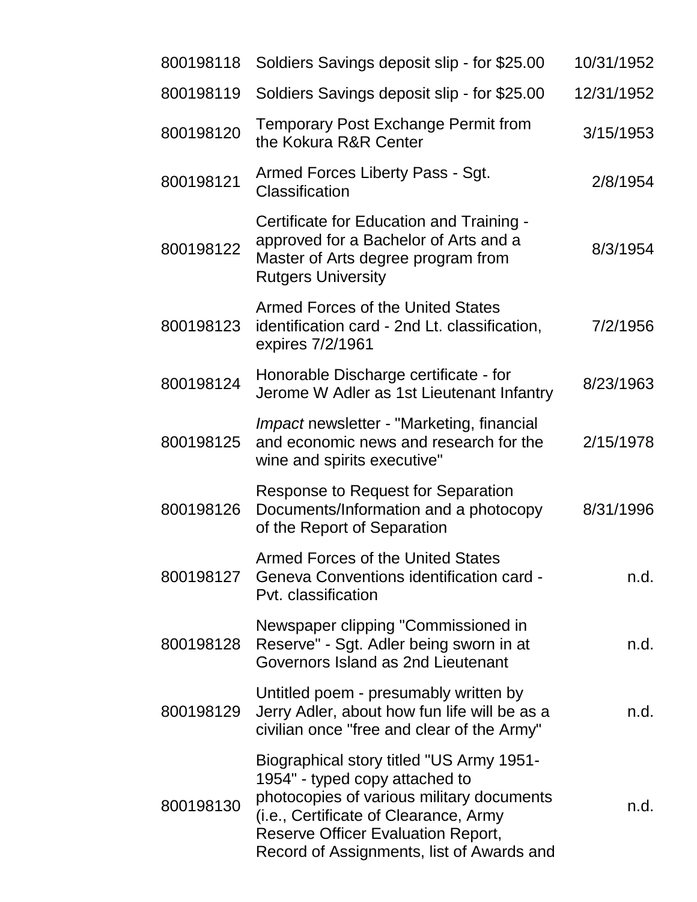| | | |
|---|---|---|
| 800198118 | Soldiers Savings deposit slip - for $25.00 | 10/31/1952 |
| 800198119 | Soldiers Savings deposit slip - for $25.00 | 12/31/1952 |
| 800198120 | Temporary Post Exchange Permit from the Kokura R&R Center | 3/15/1953 |
| 800198121 | Armed Forces Liberty Pass - Sgt. Classification | 2/8/1954 |
| 800198122 | Certificate for Education and Training - approved for a Bachelor of Arts and a Master of Arts degree program from Rutgers University | 8/3/1954 |
| 800198123 | Armed Forces of the United States identification card - 2nd Lt. classification, expires 7/2/1961 | 7/2/1956 |
| 800198124 | Honorable Discharge certificate - for Jerome W Adler as 1st Lieutenant Infantry | 8/23/1963 |
| 800198125 | *Impact* newsletter - "Marketing, financial and economic news and research for the wine and spirits executive" | 2/15/1978 |
| 800198126 | Response to Request for Separation Documents/Information and a photocopy of the Report of Separation | 8/31/1996 |
| 800198127 | Armed Forces of the United States Geneva Conventions identification card - Pvt. classification | n.d. |
| 800198128 | Newspaper clipping "Commissioned in Reserve" - Sgt. Adler being sworn in at Governors Island as 2nd Lieutenant | n.d. |
| 800198129 | Untitled poem - presumably written by Jerry Adler, about how fun life will be as a civilian once "free and clear of the Army" | n.d. |
| 800198130 | Biographical story titled "US Army 1951-1954" - typed copy attached to photocopies of various military documents (i.e., Certificate of Clearance, Army Reserve Officer Evaluation Report, Record of Assignments, list of Awards and | n.d. |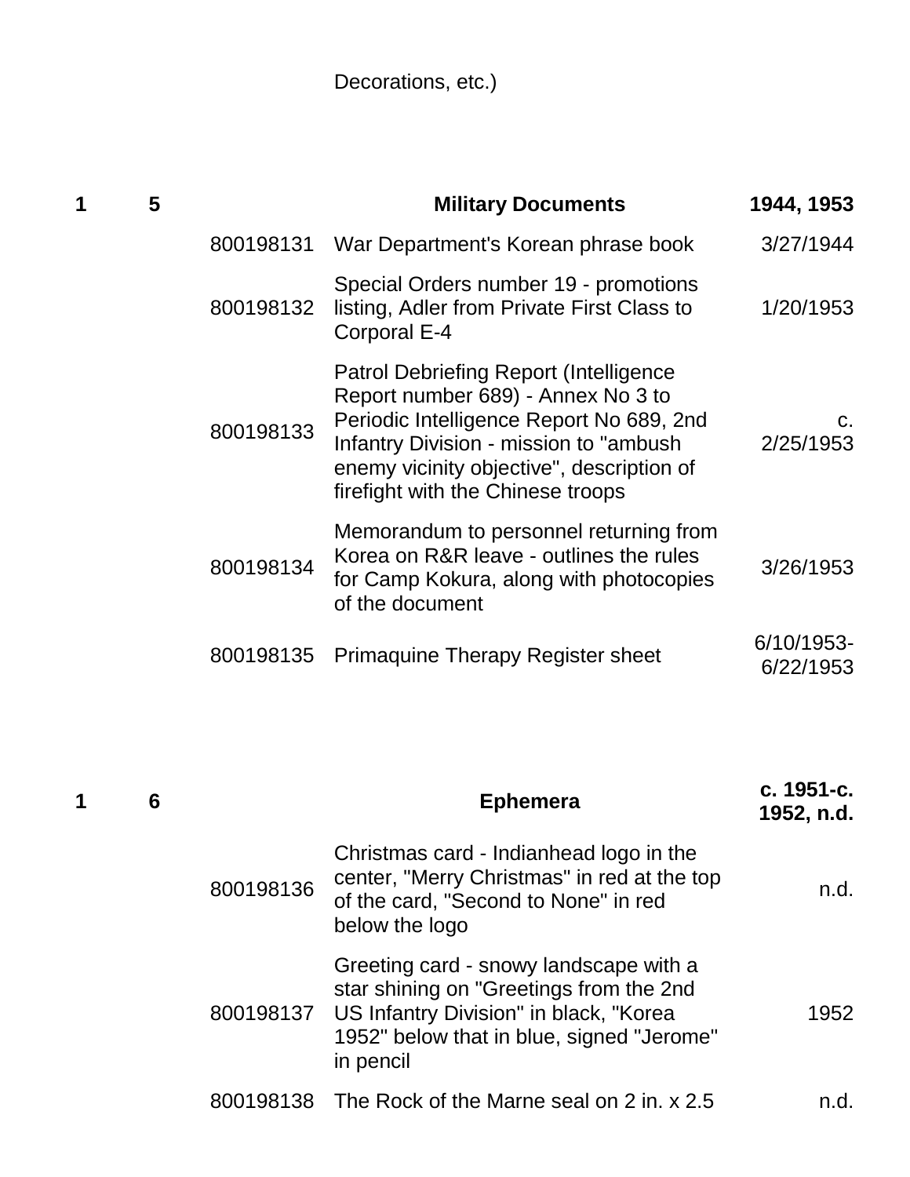| | | | Decorations, etc.) | |
|---|---|---|---|---|
| **1** | **5** | | **Military Documents** | **1944, 1953** |
| | | 800198131 | War Department's Korean phrase book | 3/27/1944 |
| | | 800198132 | Special Orders number 19 - promotions listing, Adler from Private First Class to Corporal E-4 | 1/20/1953 |
| | | 800198133 | Patrol Debriefing Report (Intelligence Report number 689) - Annex No 3 to Periodic Intelligence Report No 689, 2nd Infantry Division - mission to "ambush enemy vicinity objective", description of firefight with the Chinese troops | c. 2/25/1953 |
| | | 800198134 | Memorandum to personnel returning from Korea on R&R leave - outlines the rules for Camp Kokura, along with photocopies of the document | 3/26/1953 |
| | | 800198135 | Primaquine Therapy Register sheet | 6/10/1953-6/22/1953 |
| **1** | **6** | | **Ephemera** | **c. 1951-c. 1952, n.d.** |
| | | 800198136 | Christmas card - Indianhead logo in the center, "Merry Christmas" in red at the top of the card, "Second to None" in red below the logo | n.d. |
| | | 800198137 | Greeting card - snowy landscape with a star shining on "Greetings from the 2nd US Infantry Division" in black, "Korea 1952" below that in blue, signed "Jerome" in pencil | 1952 |
| | | 800198138 | The Rock of the Marne seal on 2 in. x 2.5 | n.d. |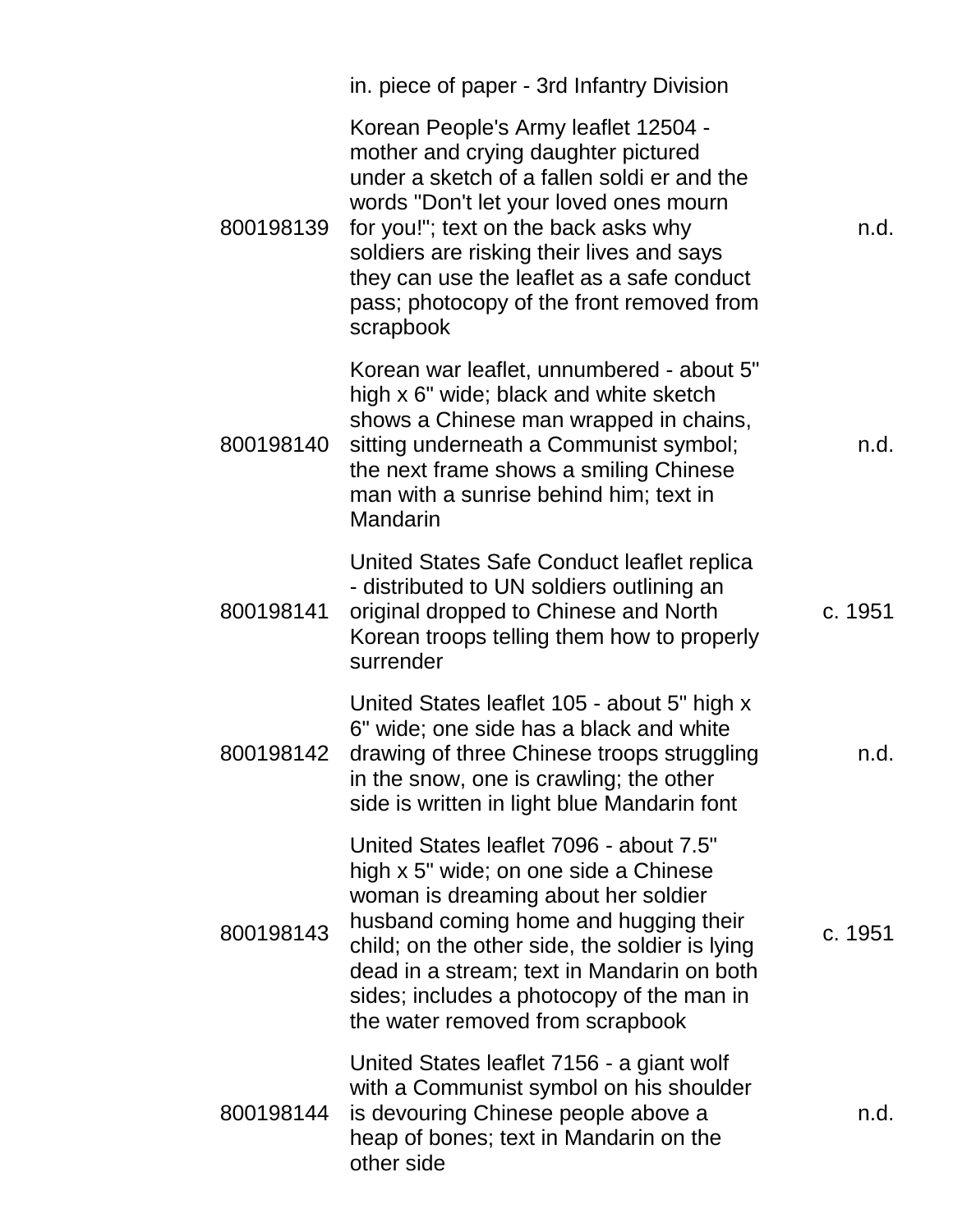| | | |
|---|---|---|
| | in. piece of paper - 3rd Infantry Division | |
| 800198139 | Korean People's Army leaflet 12504 - mother and crying daughter pictured under a sketch of a fallen soldi er and the words "Don't let your loved ones mourn for you!"; text on the back asks why soldiers are risking their lives and says they can use the leaflet as a safe conduct pass; photocopy of the front removed from scrapbook | n.d. |
| 800198140 | Korean war leaflet, unnumbered - about 5" high x 6" wide; black and white sketch shows a Chinese man wrapped in chains, sitting underneath a Communist symbol; the next frame shows a smiling Chinese man with a sunrise behind him; text in Mandarin | n.d. |
| 800198141 | United States Safe Conduct leaflet replica - distributed to UN soldiers outlining an original dropped to Chinese and North Korean troops telling them how to properly surrender | c. 1951 |
| 800198142 | United States leaflet 105 - about 5" high x 6" wide; one side has a black and white drawing of three Chinese troops struggling in the snow, one is crawling; the other side is written in light blue Mandarin font | n.d. |
| 800198143 | United States leaflet 7096 - about 7.5" high x 5" wide; on one side a Chinese woman is dreaming about her soldier husband coming home and hugging their child; on the other side, the soldier is lying dead in a stream; text in Mandarin on both sides; includes a photocopy of the man in the water removed from scrapbook | c. 1951 |
| 800198144 | United States leaflet 7156 - a giant wolf with a Communist symbol on his shoulder is devouring Chinese people above a heap of bones; text in Mandarin on the other side | n.d. |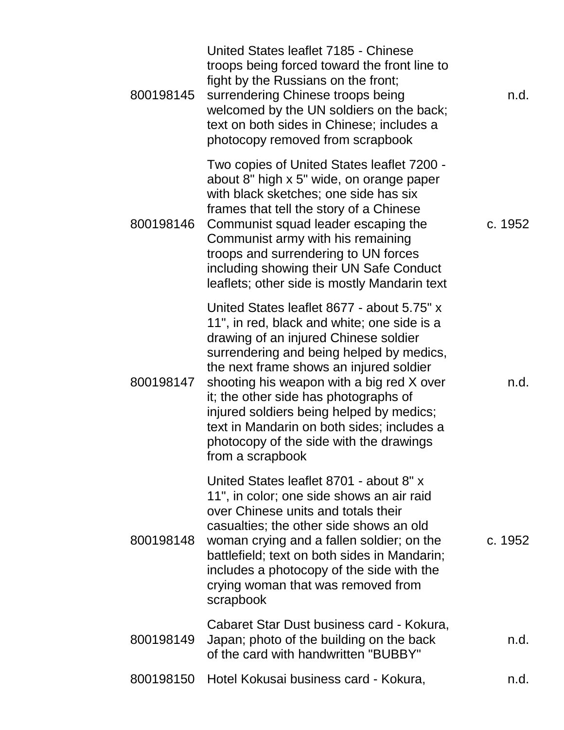| | | |
|---|---|---|
| 800198145 | United States leaflet 7185 - Chinese troops being forced toward the front line to fight by the Russians on the front; surrendering Chinese troops being welcomed by the UN soldiers on the back; text on both sides in Chinese; includes a photocopy removed from scrapbook | n.d. |
| 800198146 | Two copies of United States leaflet 7200 - about 8" high x 5" wide, on orange paper with black sketches; one side has six frames that tell the story of a Chinese Communist squad leader escaping the Communist army with his remaining troops and surrendering to UN forces including showing their UN Safe Conduct leaflets; other side is mostly Mandarin text | c. 1952 |
| 800198147 | United States leaflet 8677 - about 5.75" x 11", in red, black and white; one side is a drawing of an injured Chinese soldier surrendering and being helped by medics, the next frame shows an injured soldier shooting his weapon with a big red X over it; the other side has photographs of injured soldiers being helped by medics; text in Mandarin on both sides; includes a photocopy of the side with the drawings from a scrapbook | n.d. |
| 800198148 | United States leaflet 8701 - about 8" x 11", in color; one side shows an air raid over Chinese units and totals their casualties; the other side shows an old woman crying and a fallen soldier; on the battlefield; text on both sides in Mandarin; includes a photocopy of the side with the crying woman that was removed from scrapbook | c. 1952 |
| 800198149 | Cabaret Star Dust business card - Kokura, Japan; photo of the building on the back of the card with handwritten "BUBBY" | n.d. |
| 800198150 | Hotel Kokusai business card - Kokura, | n.d. |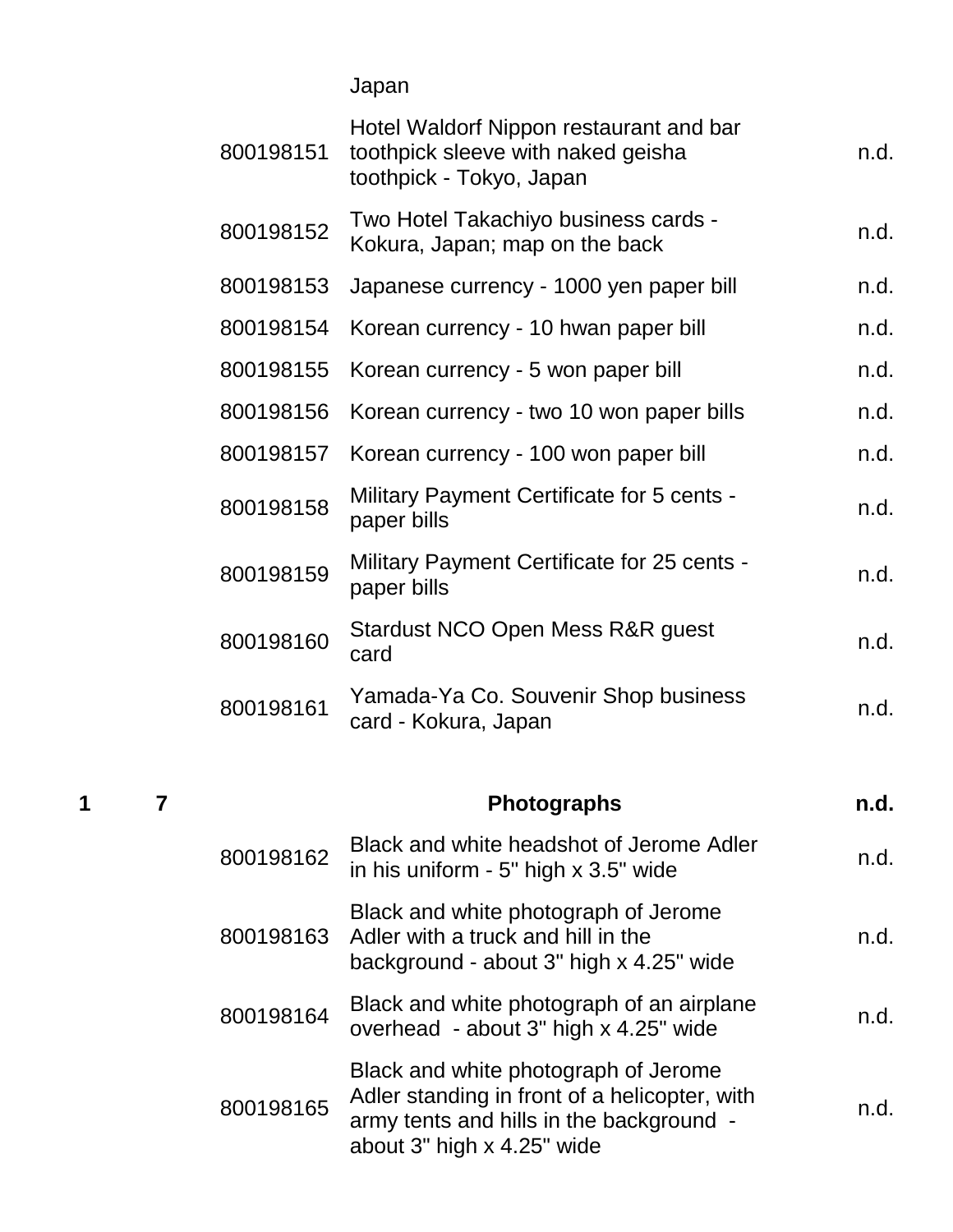| Box | Folder | Item ID | Description | Date |
|---|---|---|---|---|
| | | | Japan | |
| | | 800198151 | Hotel Waldorf Nippon restaurant and bar toothpick sleeve with naked geisha toothpick - Tokyo, Japan | n.d. |
| | | 800198152 | Two Hotel Takachiyo business cards - Kokura, Japan; map on the back | n.d. |
| | | 800198153 | Japanese currency - 1000 yen paper bill | n.d. |
| | | 800198154 | Korean currency - 10 hwan paper bill | n.d. |
| | | 800198155 | Korean currency - 5 won paper bill | n.d. |
| | | 800198156 | Korean currency - two 10 won paper bills | n.d. |
| | | 800198157 | Korean currency - 100 won paper bill | n.d. |
| | | 800198158 | Military Payment Certificate for 5 cents - paper bills | n.d. |
| | | 800198159 | Military Payment Certificate for 25 cents - paper bills | n.d. |
| | | 800198160 | Stardust NCO Open Mess R&R guest card | n.d. |
| | | 800198161 | Yamada-Ya Co. Souvenir Shop business card - Kokura, Japan | n.d. |
| **1** | **7** | | **Photographs** | **n.d.** |
| | | 800198162 | Black and white headshot of Jerome Adler in his uniform - 5" high x 3.5" wide | n.d. |
| | | 800198163 | Black and white photograph of Jerome Adler with a truck and hill in the background - about 3" high x 4.25" wide | n.d. |
| | | 800198164 | Black and white photograph of an airplane overhead - about 3" high x 4.25" wide | n.d. |
| | | 800198165 | Black and white photograph of Jerome Adler standing in front of a helicopter, with army tents and hills in the background - about 3" high x 4.25" wide | n.d. |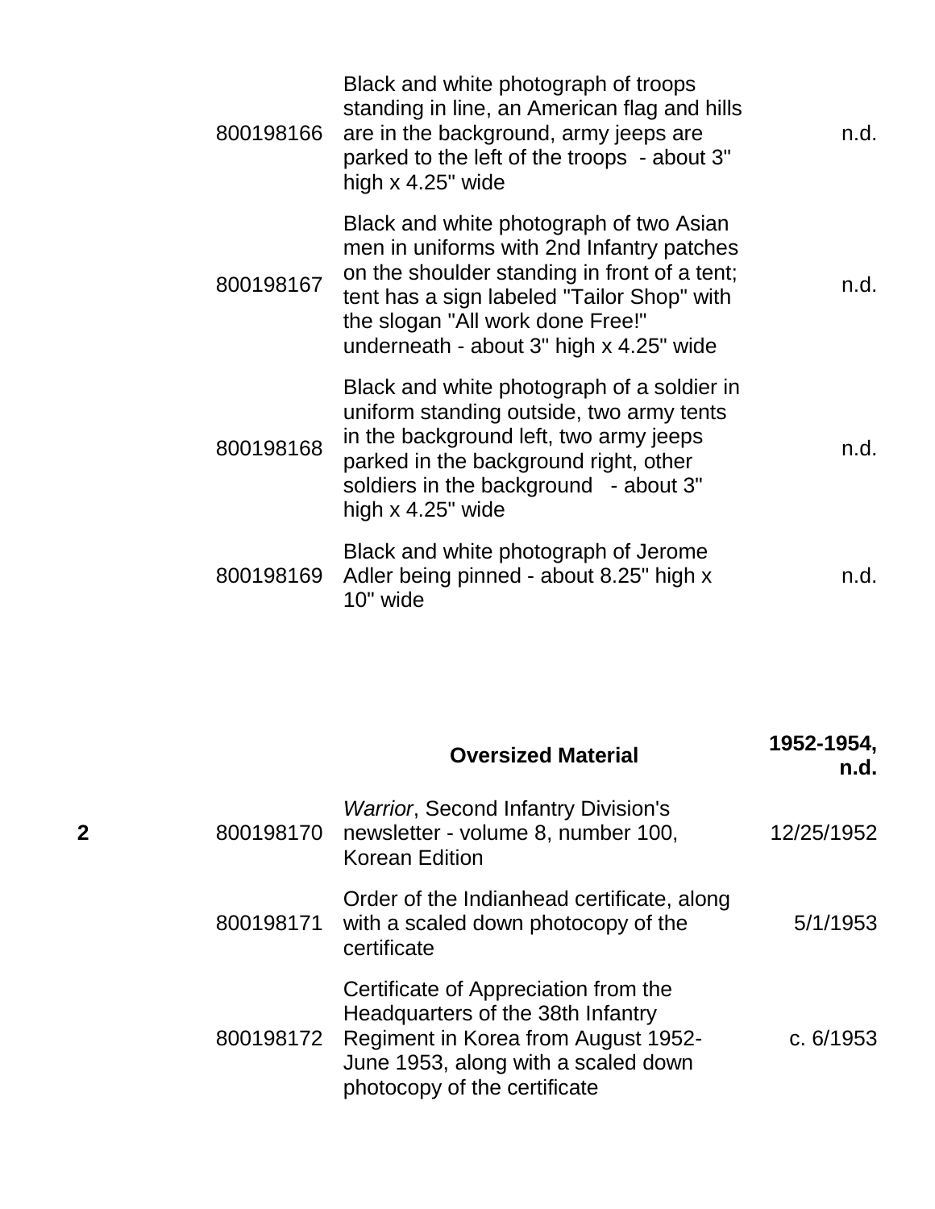| | | | |
|---|---|---|---|
| | 800198166 | Black and white photograph of troops standing in line, an American flag and hills are in the background, army jeeps are parked to the left of the troops - about 3" high x 4.25" wide | n.d. |
| | 800198167 | Black and white photograph of two Asian men in uniforms with 2nd Infantry patches on the shoulder standing in front of a tent; tent has a sign labeled "Tailor Shop" with the slogan "All work done Free!" underneath - about 3" high x 4.25" wide | n.d. |
| | 800198168 | Black and white photograph of a soldier in uniform standing outside, two army tents in the background left, two army jeeps parked in the background right, other soldiers in the background - about 3" high x 4.25" wide | n.d. |
| | 800198169 | Black and white photograph of Jerome Adler being pinned - about 8.25" high x 10" wide | n.d. |

| | | **Oversized Material** | **1952-1954, n.d.** |
|---|---|---|---|
| **2** | 800198170 | *Warrior*, Second Infantry Division's newsletter - volume 8, number 100, Korean Edition | 12/25/1952 |
| | 800198171 | Order of the Indianhead certificate, along with a scaled down photocopy of the certificate | 5/1/1953 |
| | 800198172 | Certificate of Appreciation from the Headquarters of the 38th Infantry Regiment in Korea from August 1952-June 1953, along with a scaled down photocopy of the certificate | c. 6/1953 |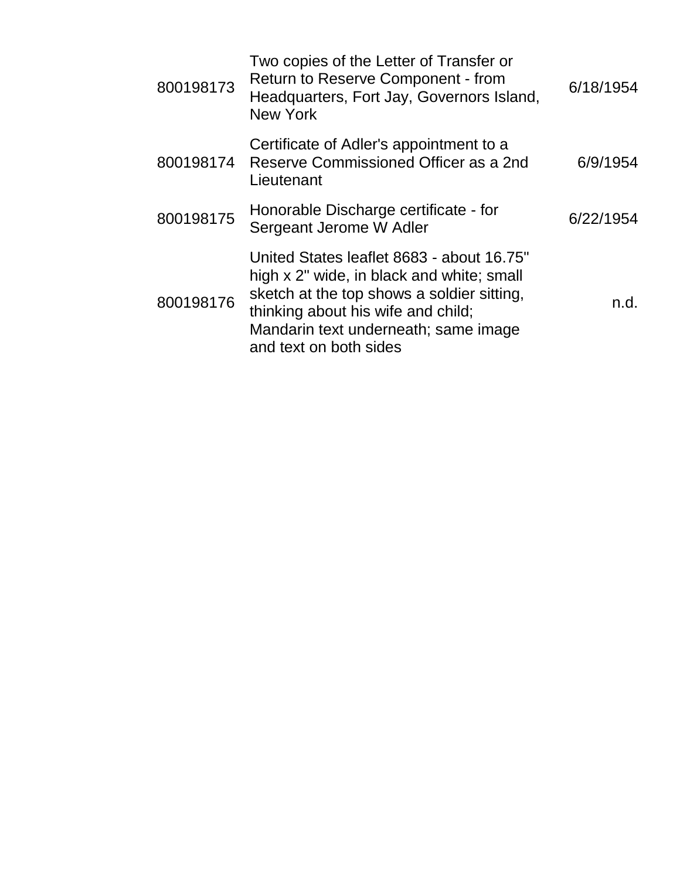| | | |
|---|---|---|
| 800198173 | Two copies of the Letter of Transfer or Return to Reserve Component - from Headquarters, Fort Jay, Governors Island, New York | 6/18/1954 |
| 800198174 | Certificate of Adler's appointment to a Reserve Commissioned Officer as a 2nd Lieutenant | 6/9/1954 |
| 800198175 | Honorable Discharge certificate - for Sergeant Jerome W Adler | 6/22/1954 |
| 800198176 | United States leaflet 8683 - about 16.75" high x 2" wide, in black and white; small sketch at the top shows a soldier sitting, thinking about his wife and child; Mandarin text underneath; same image and text on both sides | n.d. |